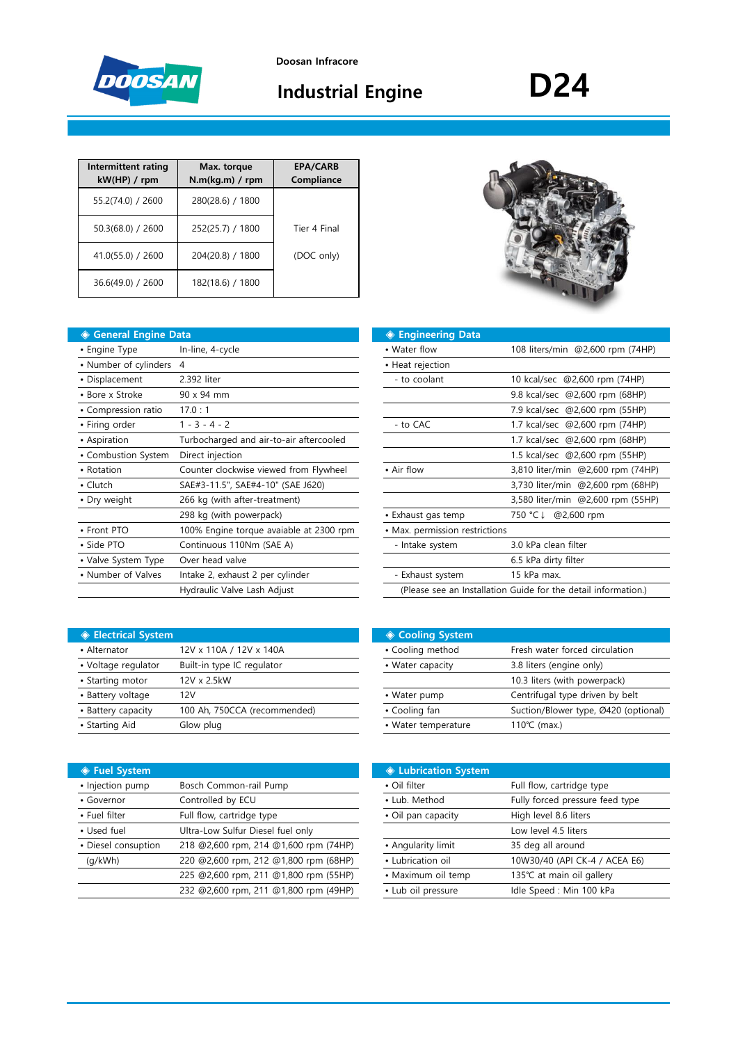Doosan Infracore

# Industrial Engine

# D24

| Intermittent rating kW(HP) / rpm | Max. torque N.m(kg.m) / rpm | EPA/CARB Compliance |
|---|---|---|
| 55.2(74.0) / 2600 | 280(28.6) / 1800 | Tier 4 Final (DOC only) |
| 50.3(68.0) / 2600 | 252(25.7) / 1800 | |
| 41.0(55.0) / 2600 | 204(20.8) / 1800 | |
| 36.6(49.0) / 2600 | 182(18.6) / 1800 | |

## ◈ General Engine Data

| | |
|---|---|
| • Engine Type | In-line, 4-cycle |
| • Number of cylinders | 4 |
| • Displacement | 2.392 liter |
| • Bore x Stroke | 90 x 94 mm |
| • Compression ratio | 17.0 : 1 |
| • Firing order | 1 - 3 - 4 - 2 |
| • Aspiration | Turbocharged and air-to-air aftercooled |
| • Combustion System | Direct injection |
| • Rotation | Counter clockwise viewed from Flywheel |
| • Clutch | SAE#3-11.5", SAE#4-10" (SAE J620) |
| • Dry weight | 266 kg (with after-treatment) |
| | 298 kg (with powerpack) |
| • Front PTO | 100% Engine torque avaiable at 2300 rpm |
| • Side PTO | Continuous 110Nm (SAE A) |
| • Valve System Type | Over head valve |
| • Number of Valves | Intake 2, exhaust 2 per cylinder |
| | Hydraulic Valve Lash Adjust |

## ◈ Engineering Data

| | |
|---|---|
| • Water flow | 108 liters/min @2,600 rpm (74HP) |
| • Heat rejection | |
| - to coolant | 10 kcal/sec @2,600 rpm (74HP) |
| | 9.8 kcal/sec @2,600 rpm (68HP) |
| | 7.9 kcal/sec @2,600 rpm (55HP) |
| - to CAC | 1.7 kcal/sec @2,600 rpm (74HP) |
| | 1.7 kcal/sec @2,600 rpm (68HP) |
| | 1.5 kcal/sec @2,600 rpm (55HP) |
| • Air flow | 3,810 liter/min @2,600 rpm (74HP) |
| | 3,730 liter/min @2,600 rpm (68HP) |
| | 3,580 liter/min @2,600 rpm (55HP) |
| • Exhaust gas temp | 750 °C ↓ @2,600 rpm |
| • Max. permission restrictions | |
| - Intake system | 3.0 kPa clean filter |
| | 6.5 kPa dirty filter |
| - Exhaust system | 15 kPa max. |

(Please see an Installation Guide for the detail information.)

## ◈ Electrical System

| | |
|---|---|
| • Alternator | 12V x 110A / 12V x 140A |
| • Voltage regulator | Built-in type IC regulator |
| • Starting motor | 12V x 2.5kW |
| • Battery voltage | 12V |
| • Battery capacity | 100 Ah, 750CCA (recommended) |
| • Starting Aid | Glow plug |

## ◈ Cooling System

| | |
|---|---|
| • Cooling method | Fresh water forced circulation |
| • Water capacity | 3.8 liters (engine only) |
| | 10.3 liters (with powerpack) |
| • Water pump | Centrifugal type driven by belt |
| • Cooling fan | Suction/Blower type, Ø420 (optional) |
| • Water temperature | 110℃ (max.) |

## ◈ Fuel System

| | |
|---|---|
| • Injection pump | Bosch Common-rail Pump |
| • Governor | Controlled by ECU |
| • Fuel filter | Full flow, cartridge type |
| • Used fuel | Ultra-Low Sulfur Diesel fuel only |
| • Diesel consuption | 218 @2,600 rpm, 214 @1,600 rpm (74HP) |
| (g/kWh) | 220 @2,600 rpm, 212 @1,800 rpm (68HP) |
| | 225 @2,600 rpm, 211 @1,800 rpm (55HP) |
| | 232 @2,600 rpm, 211 @1,800 rpm (49HP) |

## ◈ Lubrication System

| | |
|---|---|
| • Oil filter | Full flow, cartridge type |
| • Lub. Method | Fully forced pressure feed type |
| • Oil pan capacity | High level 8.6 liters |
| | Low level 4.5 liters |
| • Angularity limit | 35 deg all around |
| • Lubrication oil | 10W30/40 (API CK-4 / ACEA E6) |
| • Maximum oil temp | 135℃ at main oil gallery |
| • Lub oil pressure | Idle Speed : Min 100 kPa |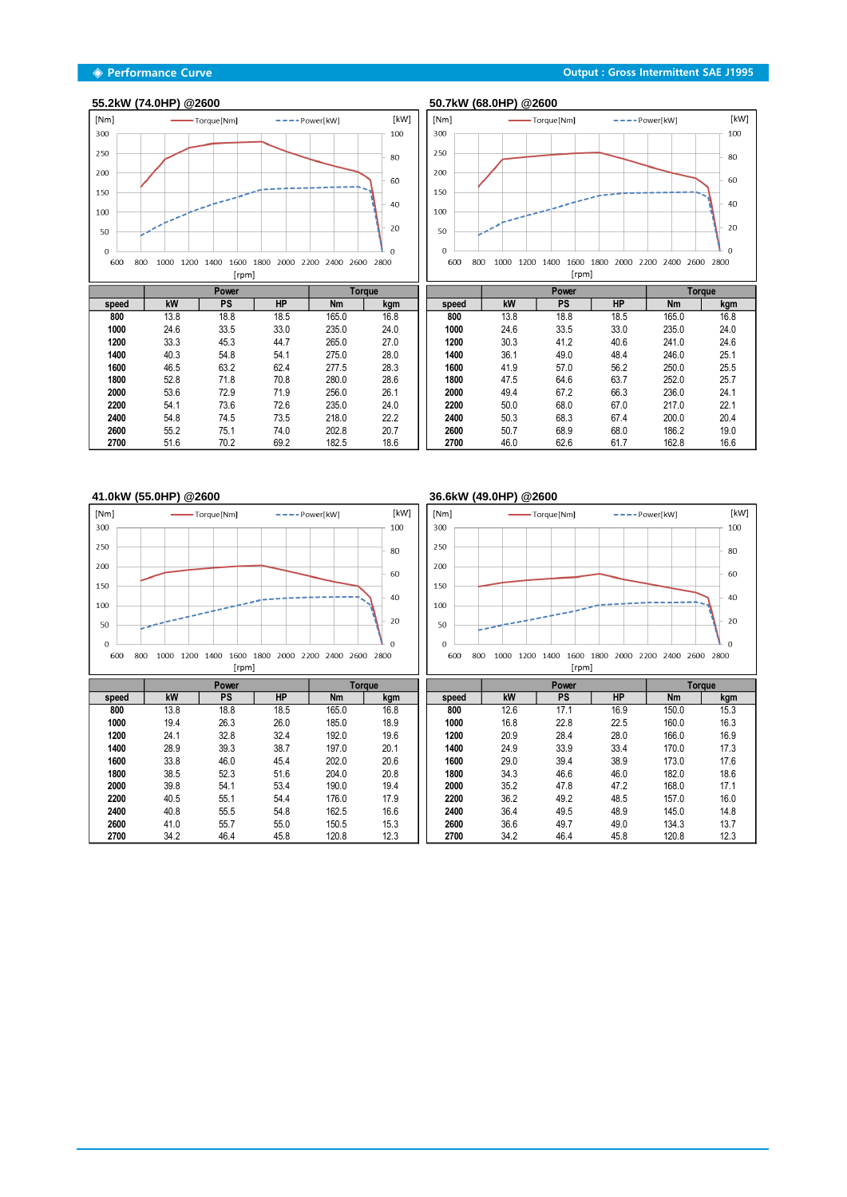## ◈ Performance Curve

**Output : Gross Intermittent SAE J1995**

### 55.2kW (74.0HP) @2600

| speed | Power | | | Torque | |
|---|---|---|---|---|---|
| | kW | PS | HP | Nm | kgm |
| 800 | 13.8 | 18.8 | 18.5 | 165.0 | 16.8 |
| 1000 | 24.6 | 33.5 | 33.0 | 235.0 | 24.0 |
| 1200 | 33.3 | 45.3 | 44.7 | 265.0 | 27.0 |
| 1400 | 40.3 | 54.8 | 54.1 | 275.0 | 28.0 |
| 1600 | 46.5 | 63.2 | 62.4 | 277.5 | 28.3 |
| 1800 | 52.8 | 71.8 | 70.8 | 280.0 | 28.6 |
| 2000 | 53.6 | 72.9 | 71.9 | 256.0 | 26.1 |
| 2200 | 54.1 | 73.6 | 72.6 | 235.0 | 24.0 |
| 2400 | 54.8 | 74.5 | 73.5 | 218.0 | 22.2 |
| 2600 | 55.2 | 75.1 | 74.0 | 202.8 | 20.7 |
| 2700 | 51.6 | 70.2 | 69.2 | 182.5 | 18.6 |

### 50.7kW (68.0HP) @2600

| speed | Power | | | Torque | |
|---|---|---|---|---|---|
| | kW | PS | HP | Nm | kgm |
| 800 | 13.8 | 18.8 | 18.5 | 165.0 | 16.8 |
| 1000 | 24.6 | 33.5 | 33.0 | 235.0 | 24.0 |
| 1200 | 30.3 | 41.2 | 40.6 | 241.0 | 24.6 |
| 1400 | 36.1 | 49.0 | 48.4 | 246.0 | 25.1 |
| 1600 | 41.9 | 57.0 | 56.2 | 250.0 | 25.5 |
| 1800 | 47.5 | 64.6 | 63.7 | 252.0 | 25.7 |
| 2000 | 49.4 | 67.2 | 66.3 | 236.0 | 24.1 |
| 2200 | 50.0 | 68.0 | 67.0 | 217.0 | 22.1 |
| 2400 | 50.3 | 68.3 | 67.4 | 200.0 | 20.4 |
| 2600 | 50.7 | 68.9 | 68.0 | 186.2 | 19.0 |
| 2700 | 46.0 | 62.6 | 61.7 | 162.8 | 16.6 |

### 41.0kW (55.0HP) @2600

| speed | Power | | | Torque | |
|---|---|---|---|---|---|
| | kW | PS | HP | Nm | kgm |
| 800 | 13.8 | 18.8 | 18.5 | 165.0 | 16.8 |
| 1000 | 19.4 | 26.3 | 26.0 | 185.0 | 18.9 |
| 1200 | 24.1 | 32.8 | 32.4 | 192.0 | 19.6 |
| 1400 | 28.9 | 39.3 | 38.7 | 197.0 | 20.1 |
| 1600 | 33.8 | 46.0 | 45.4 | 202.0 | 20.6 |
| 1800 | 38.5 | 52.3 | 51.6 | 204.0 | 20.8 |
| 2000 | 39.8 | 54.1 | 53.4 | 190.0 | 19.4 |
| 2200 | 40.5 | 55.1 | 54.4 | 176.0 | 17.9 |
| 2400 | 40.8 | 55.5 | 54.8 | 162.5 | 16.6 |
| 2600 | 41.0 | 55.7 | 55.0 | 150.5 | 15.3 |
| 2700 | 34.2 | 46.4 | 45.8 | 120.8 | 12.3 |

### 36.6kW (49.0HP) @2600

| speed | Power | | | Torque | |
|---|---|---|---|---|---|
| | kW | PS | HP | Nm | kgm |
| 800 | 12.6 | 17.1 | 16.9 | 150.0 | 15.3 |
| 1000 | 16.8 | 22.8 | 22.5 | 160.0 | 16.3 |
| 1200 | 20.9 | 28.4 | 28.0 | 166.0 | 16.9 |
| 1400 | 24.9 | 33.9 | 33.4 | 170.0 | 17.3 |
| 1600 | 29.0 | 39.4 | 38.9 | 173.0 | 17.6 |
| 1800 | 34.3 | 46.6 | 46.0 | 182.0 | 18.6 |
| 2000 | 35.2 | 47.8 | 47.2 | 168.0 | 17.1 |
| 2200 | 36.2 | 49.2 | 48.5 | 157.0 | 16.0 |
| 2400 | 36.4 | 49.5 | 48.9 | 145.0 | 14.8 |
| 2600 | 36.6 | 49.7 | 49.0 | 134.3 | 13.7 |
| 2700 | 34.2 | 46.4 | 45.8 | 120.8 | 12.3 |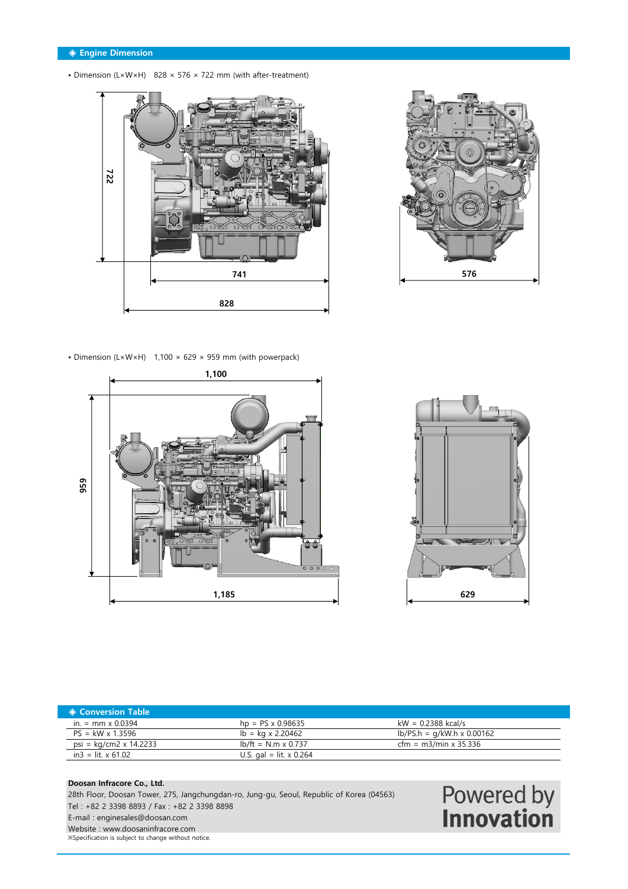## ◈ Engine Dimension

- Dimension (L×W×H) 828 × 576 × 722 mm (with after-treatment)

722

741

828

576

- Dimension (L×W×H) 1,100 × 629 × 959 mm (with powerpack)

1,100

959

1,185

629

## ◈ Conversion Table

| | | |
|---|---|---|
| in. = mm x 0.0394 | hp = PS x 0.98635 | kW = 0.2388 kcal/s |
| PS = kW x 1.3596 | lb = kg x 2.20462 | lb/PS.h = g/kW.h x 0.00162 |
| psi = kg/cm2 x 14.2233 | lb/ft = N.m x 0.737 | cfm = m3/min x 35.336 |
| in3 = lit. x 61.02 | U.S. gal = lit. x 0.264 | |

**Doosan Infracore Co., Ltd.**
28th Floor, Doosan Tower, 275, Jangchungdan-ro, Jung-gu, Seoul, Republic of Korea (04563)
Tel : +82 2 3398 8893 / Fax : +82 2 3398 8898
E-mail : enginesales@doosan.com
Website : www.doosaninfracore.com
※Specification is subject to change without notice.

Powered by **Innovation**